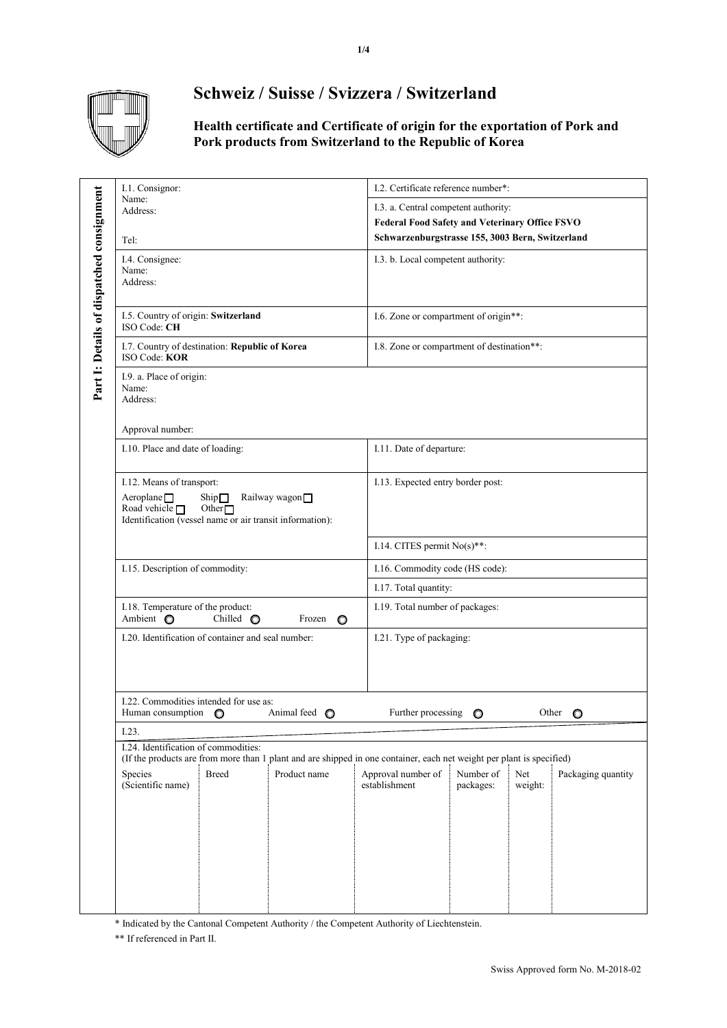# Schweiz / Suisse / Svizzera / Switzerland

## Health certificate and Certificate of origin for the exportation of Pork and Pork products from Switzerland to the Republic of Korea

**Part I: Details of dispatched consignment**

| | |
|---|---|
| I.1. Consignor:<br>Name:<br>Address:<br><br>Tel: | I.2. Certificate reference number*:<br><br>I.3. a. Central competent authority:<br>**Federal Food Safety and Veterinary Office FSVO**<br>**Schwarzenburgstrasse 155, 3003 Bern, Switzerland** |
| I.4. Consignee:<br>Name:<br>Address: | I.3. b. Local competent authority: |
| I.5. Country of origin: **Switzerland**<br>ISO Code: **CH** | I.6. Zone or compartment of origin**: |
| I.7. Country of destination: **Republic of Korea**<br>ISO Code: **KOR** | I.8. Zone or compartment of destination**: |
| I.9. a. Place of origin:<br>Name:<br>Address:<br><br>Approval number: | |
| I.10. Place and date of loading: | I.11. Date of departure: |
| I.12. Means of transport:<br>Aeroplane ☐ Ship ☐ Railway wagon ☐<br>Road vehicle ☐ Other ☐<br>Identification (vessel name or air transit information): | I.13. Expected entry border post:<br><br>I.14. CITES permit No(s)**: |
| I.15. Description of commodity: | I.16. Commodity code (HS code):<br><br>I.17. Total quantity: |
| I.18. Temperature of the product:<br>Ambient ○ Chilled ○ Frozen ○ | I.19. Total number of packages: |
| I.20. Identification of container and seal number: | I.21. Type of packaging: |
| I.22. Commodities intended for use as:<br>Human consumption ○ Animal feed ○ | Further processing ○ Other ○ |
| I.23. | |

I.24. Identification of commodities:
(If the products are from more than 1 plant and are shipped in one container, each net weight per plant is specified)

| Species (Scientific name) | Breed | Product name | Approval number of establishment | Number of packages: | Net weight: | Packaging quantity |
|---|---|---|---|---|---|---|
| | | | | | | |

\* Indicated by the Cantonal Competent Authority / the Competent Authority of Liechtenstein.

** If referenced in Part II.

Swiss Approved form No. M-2018-02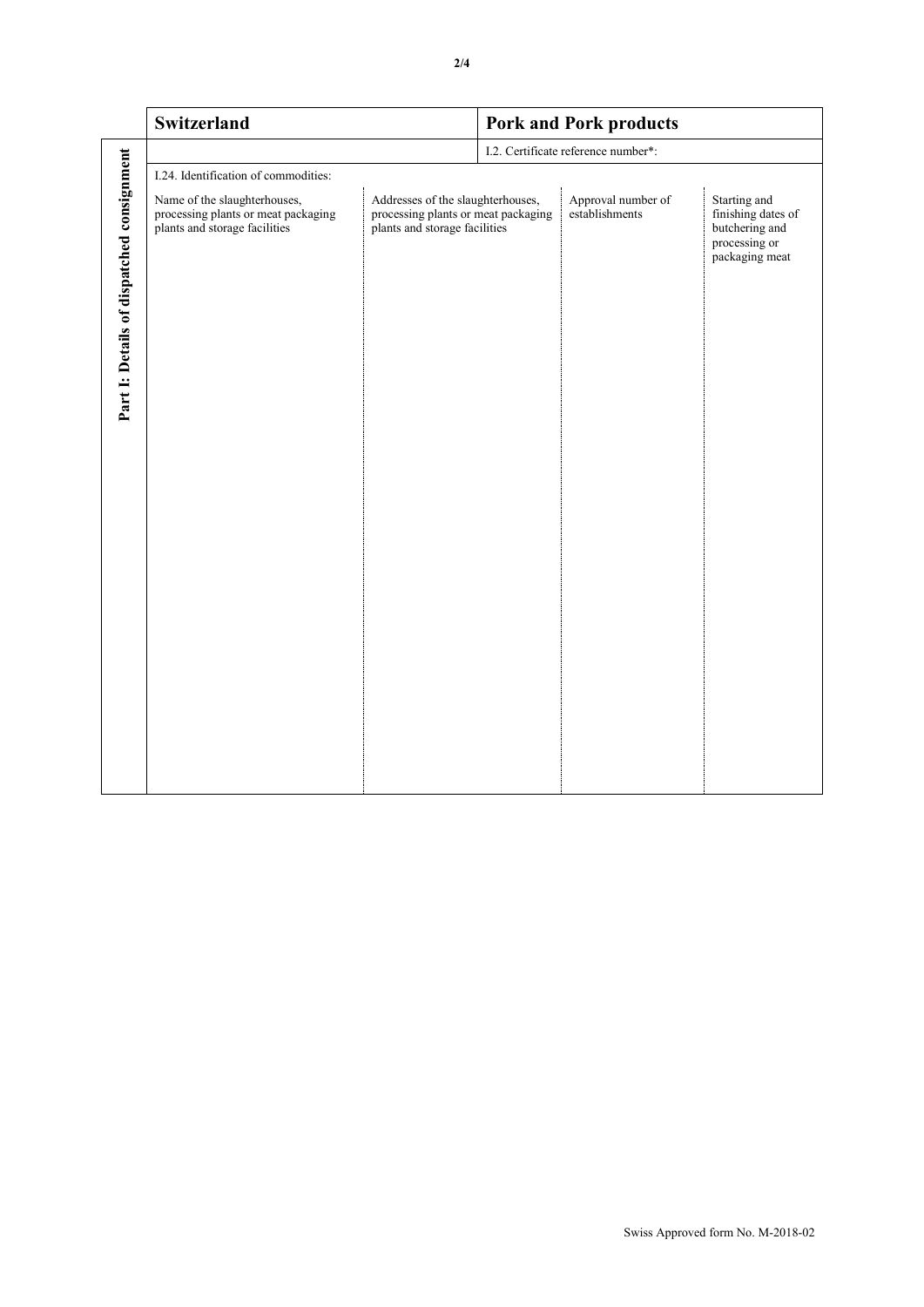| Switzerland | Pork and Pork products |
|---|---|
| | I.2. Certificate reference number*: |

**Part I: Details of dispatched consignment**

I.24. Identification of commodities:

| Name of the slaughterhouses, processing plants or meat packaging plants and storage facilities | Addresses of the slaughterhouses, processing plants or meat packaging plants and storage facilities | Approval number of establishments | Starting and finishing dates of butchering and processing or packaging meat |
|---|---|---|---|
| | | | |

Swiss Approved form No. M-2018-02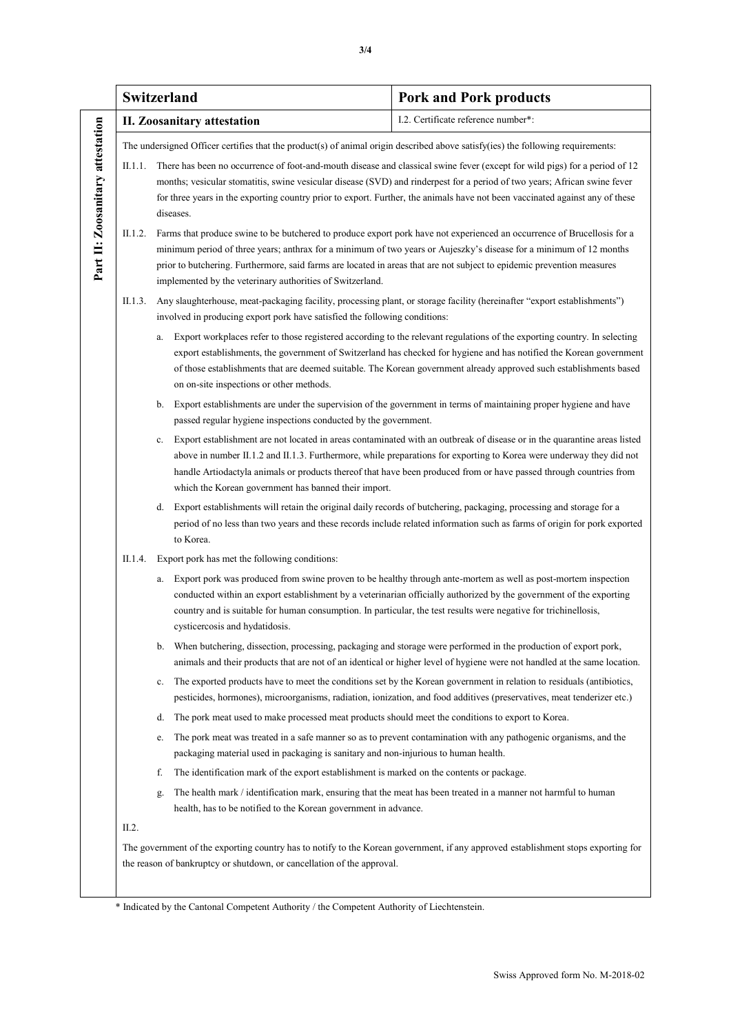| Switzerland | Pork and Pork products |
| --- | --- |
| II. Zoosanitary attestation | I.2. Certificate reference number*: |

**Part II: Zoosanitary attestation**

The undersigned Officer certifies that the product(s) of animal origin described above satisfy(ies) the following requirements:

II.1.1. There has been no occurrence of foot-and-mouth disease and classical swine fever (except for wild pigs) for a period of 12 months; vesicular stomatitis, swine vesicular disease (SVD) and rinderpest for a period of two years; African swine fever for three years in the exporting country prior to export. Further, the animals have not been vaccinated against any of these diseases.

II.1.2. Farms that produce swine to be butchered to produce export pork have not experienced an occurrence of Brucellosis for a minimum period of three years; anthrax for a minimum of two years or Aujeszky's disease for a minimum of 12 months prior to butchering. Furthermore, said farms are located in areas that are not subject to epidemic prevention measures implemented by the veterinary authorities of Switzerland.

II.1.3. Any slaughterhouse, meat-packaging facility, processing plant, or storage facility (hereinafter "export establishments") involved in producing export pork have satisfied the following conditions:

a. Export workplaces refer to those registered according to the relevant regulations of the exporting country. In selecting export establishments, the government of Switzerland has checked for hygiene and has notified the Korean government of those establishments that are deemed suitable. The Korean government already approved such establishments based on on-site inspections or other methods.

b. Export establishments are under the supervision of the government in terms of maintaining proper hygiene and have passed regular hygiene inspections conducted by the government.

c. Export establishment are not located in areas contaminated with an outbreak of disease or in the quarantine areas listed above in number II.1.2 and II.1.3. Furthermore, while preparations for exporting to Korea were underway they did not handle Artiodactyla animals or products thereof that have been produced from or have passed through countries from which the Korean government has banned their import.

d. Export establishments will retain the original daily records of butchering, packaging, processing and storage for a period of no less than two years and these records include related information such as farms of origin for pork exported to Korea.

II.1.4. Export pork has met the following conditions:

a. Export pork was produced from swine proven to be healthy through ante-mortem as well as post-mortem inspection conducted within an export establishment by a veterinarian officially authorized by the government of the exporting country and is suitable for human consumption. In particular, the test results were negative for trichinellosis, cysticercosis and hydatidosis.

b. When butchering, dissection, processing, packaging and storage were performed in the production of export pork, animals and their products that are not of an identical or higher level of hygiene were not handled at the same location.

c. The exported products have to meet the conditions set by the Korean government in relation to residuals (antibiotics, pesticides, hormones), microorganisms, radiation, ionization, and food additives (preservatives, meat tenderizer etc.)

d. The pork meat used to make processed meat products should meet the conditions to export to Korea.

e. The pork meat was treated in a safe manner so as to prevent contamination with any pathogenic organisms, and the packaging material used in packaging is sanitary and non-injurious to human health.

f. The identification mark of the export establishment is marked on the contents or package.

g. The health mark / identification mark, ensuring that the meat has been treated in a manner not harmful to human health, has to be notified to the Korean government in advance.

II.2.

The government of the exporting country has to notify to the Korean government, if any approved establishment stops exporting for the reason of bankruptcy or shutdown, or cancellation of the approval.

\* Indicated by the Cantonal Competent Authority / the Competent Authority of Liechtenstein.

Swiss Approved form No. M-2018-02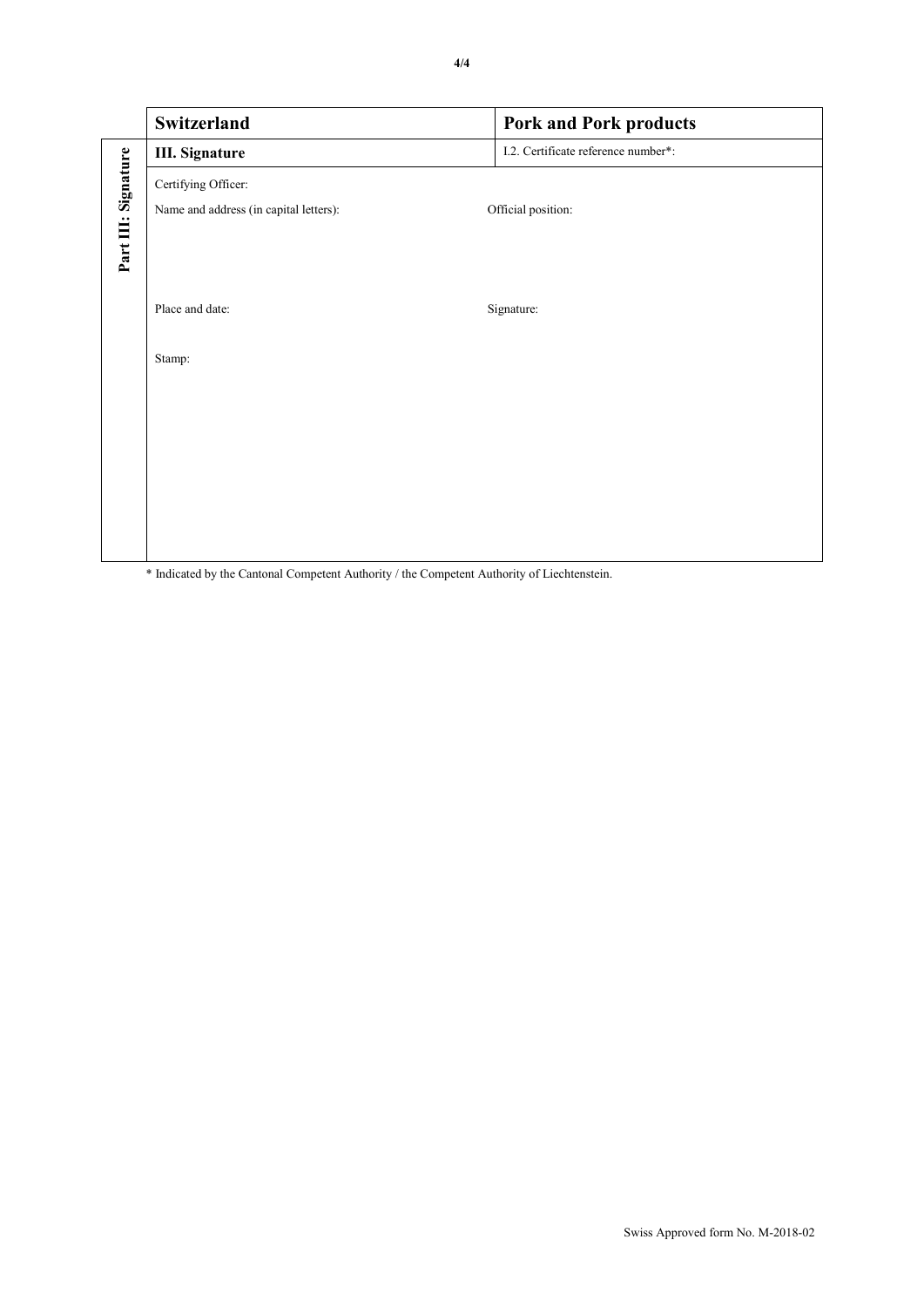| Switzerland | Pork and Pork products |
|---|---|
| **III. Signature** | I.2. Certificate reference number*: |

**Part III: Signature**

Certifying Officer:

Name and address (in capital letters):

Official position:

Place and date:

Signature:

Stamp:

\* Indicated by the Cantonal Competent Authority / the Competent Authority of Liechtenstein.

Swiss Approved form No. M-2018-02